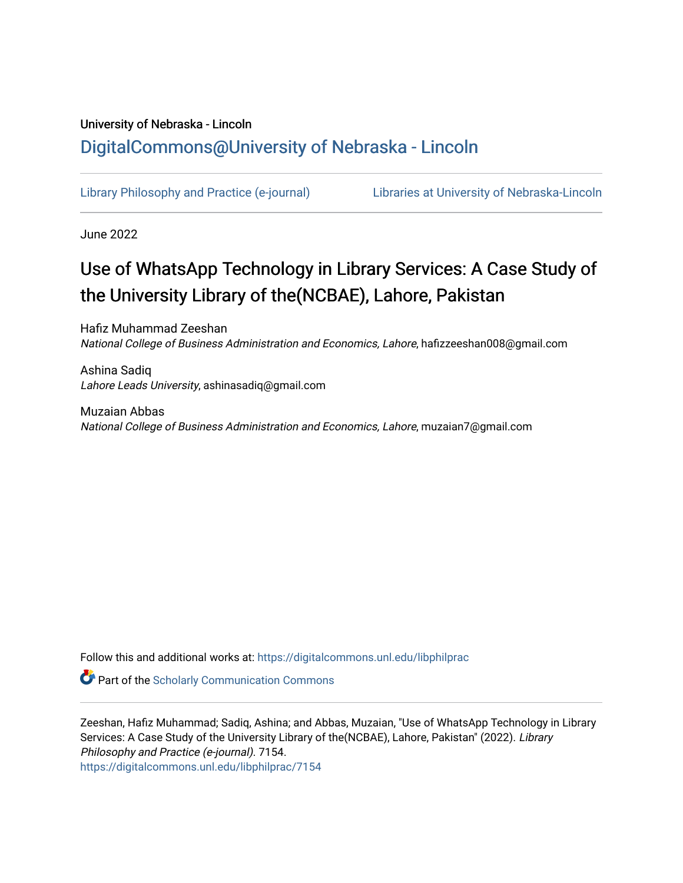University of Nebraska - Lincoln

DigitalCommons@University of Nebraska - Lincoln

Library Philosophy and Practice (e-journal)

Libraries at University of Nebraska-Lincoln

June 2022

# Use of WhatsApp Technology in Library Services: A Case Study of the University Library of the(NCBAE), Lahore, Pakistan

Hafiz Muhammad Zeeshan
*National College of Business Administration and Economics, Lahore*, hafizzeeshan008@gmail.com

Ashina Sadiq
*Lahore Leads University*, ashinasadiq@gmail.com

Muzaian Abbas
*National College of Business Administration and Economics, Lahore*, muzaian7@gmail.com

Follow this and additional works at: https://digitalcommons.unl.edu/libphilprac

Part of the Scholarly Communication Commons

Zeeshan, Hafiz Muhammad; Sadiq, Ashina; and Abbas, Muzaian, "Use of WhatsApp Technology in Library Services: A Case Study of the University Library of the(NCBAE), Lahore, Pakistan" (2022). *Library Philosophy and Practice (e-journal)*. 7154.
https://digitalcommons.unl.edu/libphilprac/7154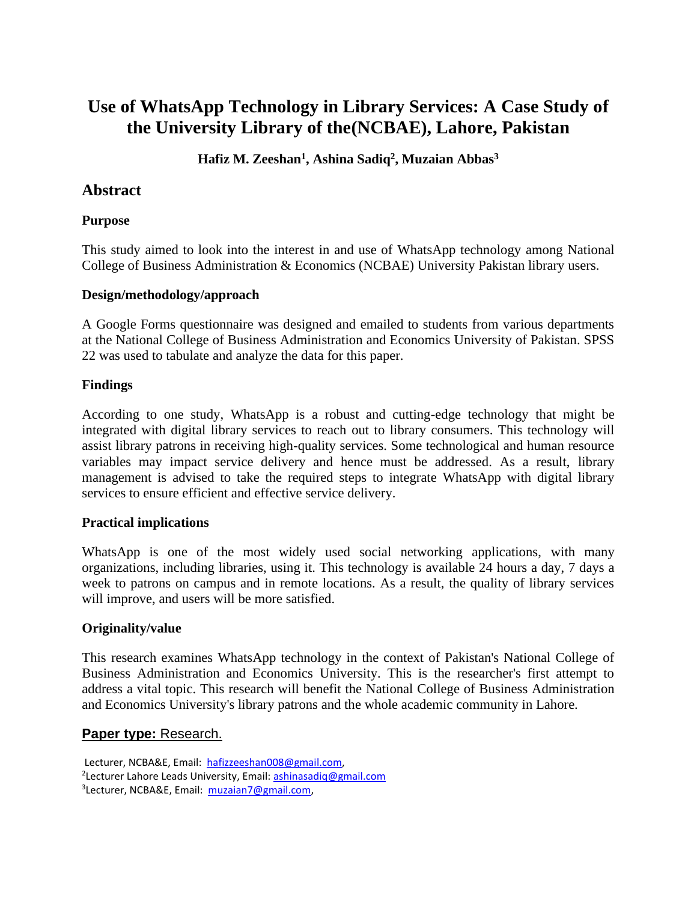# Use of WhatsApp Technology in Library Services: A Case Study of the University Library of the(NCBAE), Lahore, Pakistan

**Hafiz M. Zeeshan[1], Ashina Sadiq[2], Muzaian Abbas[3]**

## Abstract

### Purpose

This study aimed to look into the interest in and use of WhatsApp technology among National College of Business Administration & Economics (NCBAE) University Pakistan library users.

### Design/methodology/approach

A Google Forms questionnaire was designed and emailed to students from various departments at the National College of Business Administration and Economics University of Pakistan. SPSS 22 was used to tabulate and analyze the data for this paper.

### Findings

According to one study, WhatsApp is a robust and cutting-edge technology that might be integrated with digital library services to reach out to library consumers. This technology will assist library patrons in receiving high-quality services. Some technological and human resource variables may impact service delivery and hence must be addressed. As a result, library management is advised to take the required steps to integrate WhatsApp with digital library services to ensure efficient and effective service delivery.

### Practical implications

WhatsApp is one of the most widely used social networking applications, with many organizations, including libraries, using it. This technology is available 24 hours a day, 7 days a week to patrons on campus and in remote locations. As a result, the quality of library services will improve, and users will be more satisfied.

### Originality/value

This research examines WhatsApp technology in the context of Pakistan's National College of Business Administration and Economics University. This is the researcher's first attempt to address a vital topic. This research will benefit the National College of Business Administration and Economics University's library patrons and the whole academic community in Lahore.

**Paper type:** Research.

Lecturer, NCBA&E, Email: hafizzeeshan008@gmail.com,
[2]Lecturer Lahore Leads University, Email: ashinasadiq@gmail.com
[3]Lecturer, NCBA&E, Email: muzaian7@gmail.com,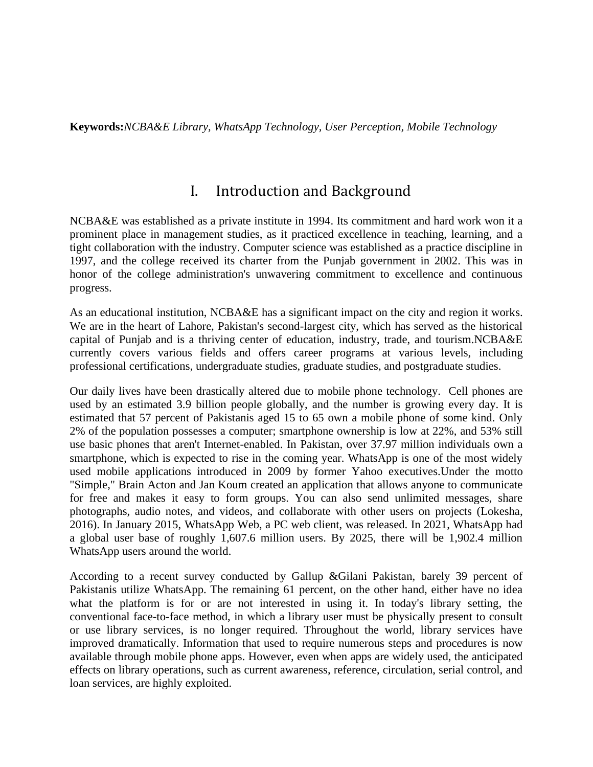**Keywords:***NCBA&E Library, WhatsApp Technology, User Perception, Mobile Technology*

# I. Introduction and Background

NCBA&E was established as a private institute in 1994. Its commitment and hard work won it a prominent place in management studies, as it practiced excellence in teaching, learning, and a tight collaboration with the industry. Computer science was established as a practice discipline in 1997, and the college received its charter from the Punjab government in 2002. This was in honor of the college administration's unwavering commitment to excellence and continuous progress.

As an educational institution, NCBA&E has a significant impact on the city and region it works. We are in the heart of Lahore, Pakistan's second-largest city, which has served as the historical capital of Punjab and is a thriving center of education, industry, trade, and tourism.NCBA&E currently covers various fields and offers career programs at various levels, including professional certifications, undergraduate studies, graduate studies, and postgraduate studies.

Our daily lives have been drastically altered due to mobile phone technology. Cell phones are used by an estimated 3.9 billion people globally, and the number is growing every day. It is estimated that 57 percent of Pakistanis aged 15 to 65 own a mobile phone of some kind. Only 2% of the population possesses a computer; smartphone ownership is low at 22%, and 53% still use basic phones that aren't Internet-enabled. In Pakistan, over 37.97 million individuals own a smartphone, which is expected to rise in the coming year. WhatsApp is one of the most widely used mobile applications introduced in 2009 by former Yahoo executives.Under the motto "Simple," Brain Acton and Jan Koum created an application that allows anyone to communicate for free and makes it easy to form groups. You can also send unlimited messages, share photographs, audio notes, and videos, and collaborate with other users on projects (Lokesha, 2016). In January 2015, WhatsApp Web, a PC web client, was released. In 2021, WhatsApp had a global user base of roughly 1,607.6 million users. By 2025, there will be 1,902.4 million WhatsApp users around the world.

According to a recent survey conducted by Gallup &Gilani Pakistan, barely 39 percent of Pakistanis utilize WhatsApp. The remaining 61 percent, on the other hand, either have no idea what the platform is for or are not interested in using it. In today's library setting, the conventional face-to-face method, in which a library user must be physically present to consult or use library services, is no longer required. Throughout the world, library services have improved dramatically. Information that used to require numerous steps and procedures is now available through mobile phone apps. However, even when apps are widely used, the anticipated effects on library operations, such as current awareness, reference, circulation, serial control, and loan services, are highly exploited.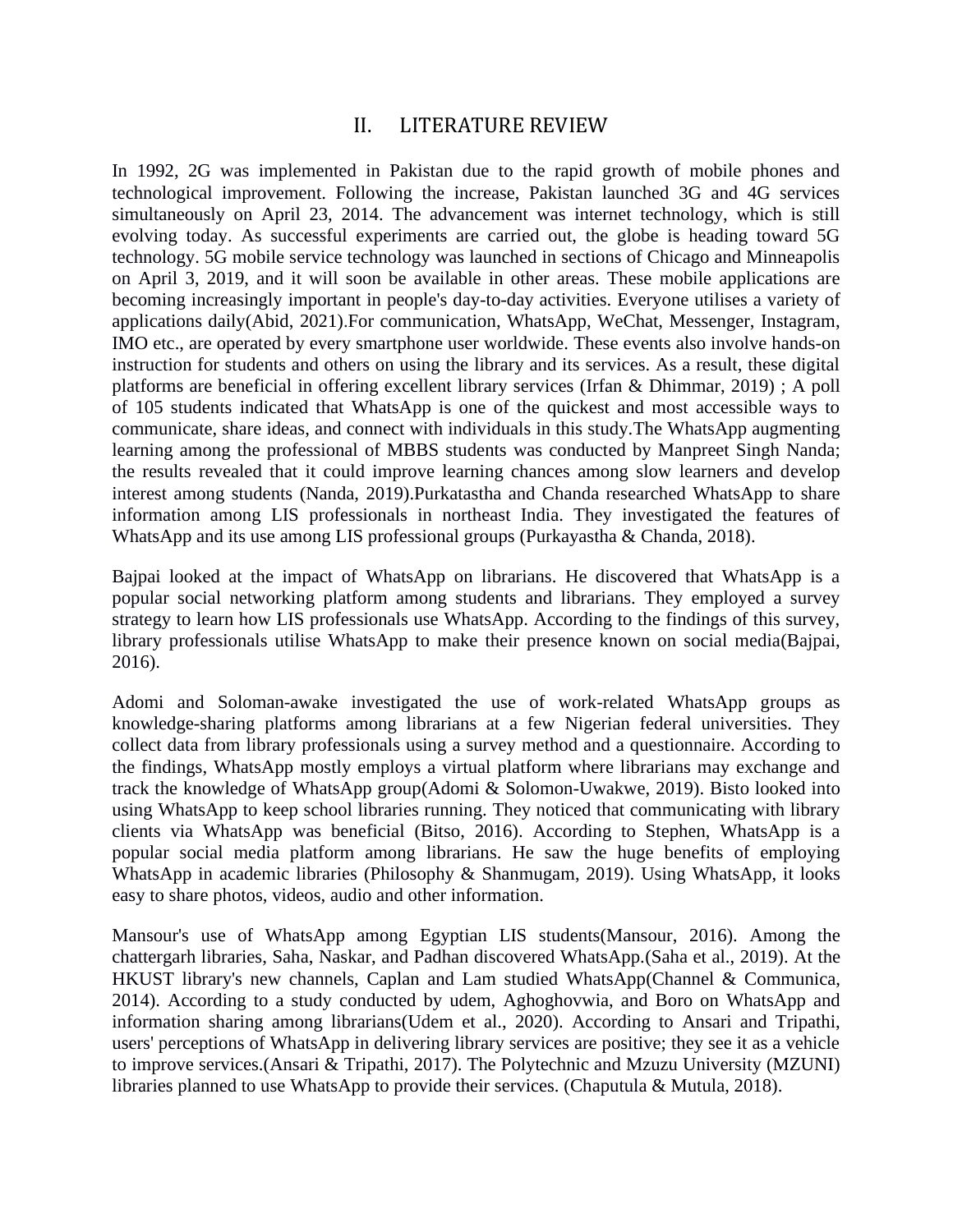## II. LITERATURE REVIEW

In 1992, 2G was implemented in Pakistan due to the rapid growth of mobile phones and technological improvement. Following the increase, Pakistan launched 3G and 4G services simultaneously on April 23, 2014. The advancement was internet technology, which is still evolving today. As successful experiments are carried out, the globe is heading toward 5G technology. 5G mobile service technology was launched in sections of Chicago and Minneapolis on April 3, 2019, and it will soon be available in other areas. These mobile applications are becoming increasingly important in people's day-to-day activities. Everyone utilises a variety of applications daily(Abid, 2021).For communication, WhatsApp, WeChat, Messenger, Instagram, IMO etc., are operated by every smartphone user worldwide. These events also involve hands-on instruction for students and others on using the library and its services. As a result, these digital platforms are beneficial in offering excellent library services (Irfan & Dhimmar, 2019) ; A poll of 105 students indicated that WhatsApp is one of the quickest and most accessible ways to communicate, share ideas, and connect with individuals in this study.The WhatsApp augmenting learning among the professional of MBBS students was conducted by Manpreet Singh Nanda; the results revealed that it could improve learning chances among slow learners and develop interest among students (Nanda, 2019).Purkatastha and Chanda researched WhatsApp to share information among LIS professionals in northeast India. They investigated the features of WhatsApp and its use among LIS professional groups (Purkayastha & Chanda, 2018).

Bajpai looked at the impact of WhatsApp on librarians. He discovered that WhatsApp is a popular social networking platform among students and librarians. They employed a survey strategy to learn how LIS professionals use WhatsApp. According to the findings of this survey, library professionals utilise WhatsApp to make their presence known on social media(Bajpai, 2016).

Adomi and Soloman-awake investigated the use of work-related WhatsApp groups as knowledge-sharing platforms among librarians at a few Nigerian federal universities. They collect data from library professionals using a survey method and a questionnaire. According to the findings, WhatsApp mostly employs a virtual platform where librarians may exchange and track the knowledge of WhatsApp group(Adomi & Solomon-Uwakwe, 2019). Bisto looked into using WhatsApp to keep school libraries running. They noticed that communicating with library clients via WhatsApp was beneficial (Bitso, 2016). According to Stephen, WhatsApp is a popular social media platform among librarians. He saw the huge benefits of employing WhatsApp in academic libraries (Philosophy & Shanmugam, 2019). Using WhatsApp, it looks easy to share photos, videos, audio and other information.

Mansour's use of WhatsApp among Egyptian LIS students(Mansour, 2016). Among the chattergarh libraries, Saha, Naskar, and Padhan discovered WhatsApp.(Saha et al., 2019). At the HKUST library's new channels, Caplan and Lam studied WhatsApp(Channel & Communica, 2014). According to a study conducted by udem, Aghoghovwia, and Boro on WhatsApp and information sharing among librarians(Udem et al., 2020). According to Ansari and Tripathi, users' perceptions of WhatsApp in delivering library services are positive; they see it as a vehicle to improve services.(Ansari & Tripathi, 2017). The Polytechnic and Mzuzu University (MZUNI) libraries planned to use WhatsApp to provide their services. (Chaputula & Mutula, 2018).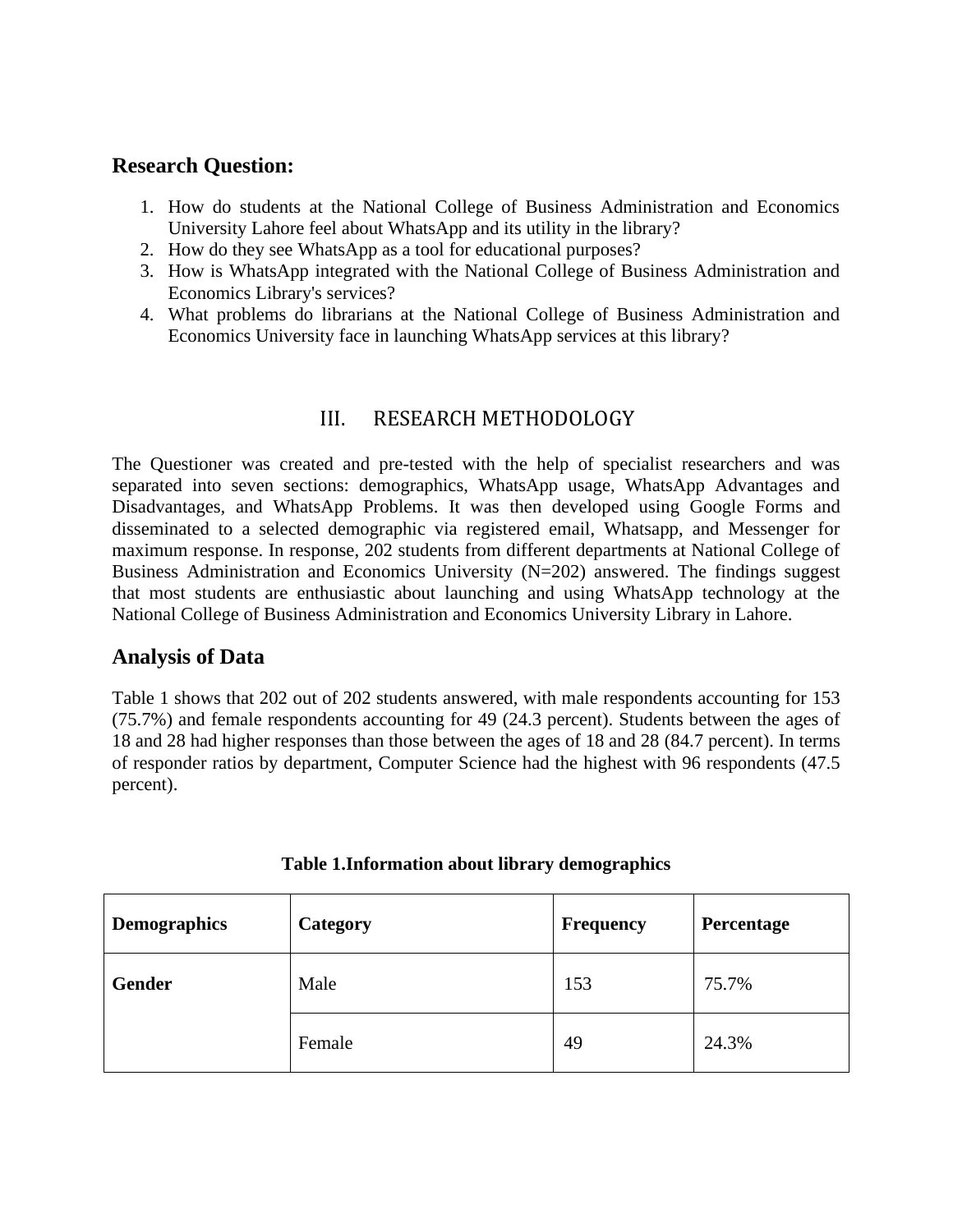## Research Question:

1. How do students at the National College of Business Administration and Economics University Lahore feel about WhatsApp and its utility in the library?
2. How do they see WhatsApp as a tool for educational purposes?
3. How is WhatsApp integrated with the National College of Business Administration and Economics Library's services?
4. What problems do librarians at the National College of Business Administration and Economics University face in launching WhatsApp services at this library?

# III. RESEARCH METHODOLOGY

The Questioner was created and pre-tested with the help of specialist researchers and was separated into seven sections: demographics, WhatsApp usage, WhatsApp Advantages and Disadvantages, and WhatsApp Problems. It was then developed using Google Forms and disseminated to a selected demographic via registered email, Whatsapp, and Messenger for maximum response. In response, 202 students from different departments at National College of Business Administration and Economics University (N=202) answered. The findings suggest that most students are enthusiastic about launching and using WhatsApp technology at the National College of Business Administration and Economics University Library in Lahore.

## Analysis of Data

Table 1 shows that 202 out of 202 students answered, with male respondents accounting for 153 (75.7%) and female respondents accounting for 49 (24.3 percent). Students between the ages of 18 and 28 had higher responses than those between the ages of 18 and 28 (84.7 percent). In terms of responder ratios by department, Computer Science had the highest with 96 respondents (47.5 percent).

**Table 1.Information about library demographics**

| Demographics | Category | Frequency | Percentage |
|---|---|---|---|
| **Gender** | Male | 153 | 75.7% |
| | Female | 49 | 24.3% |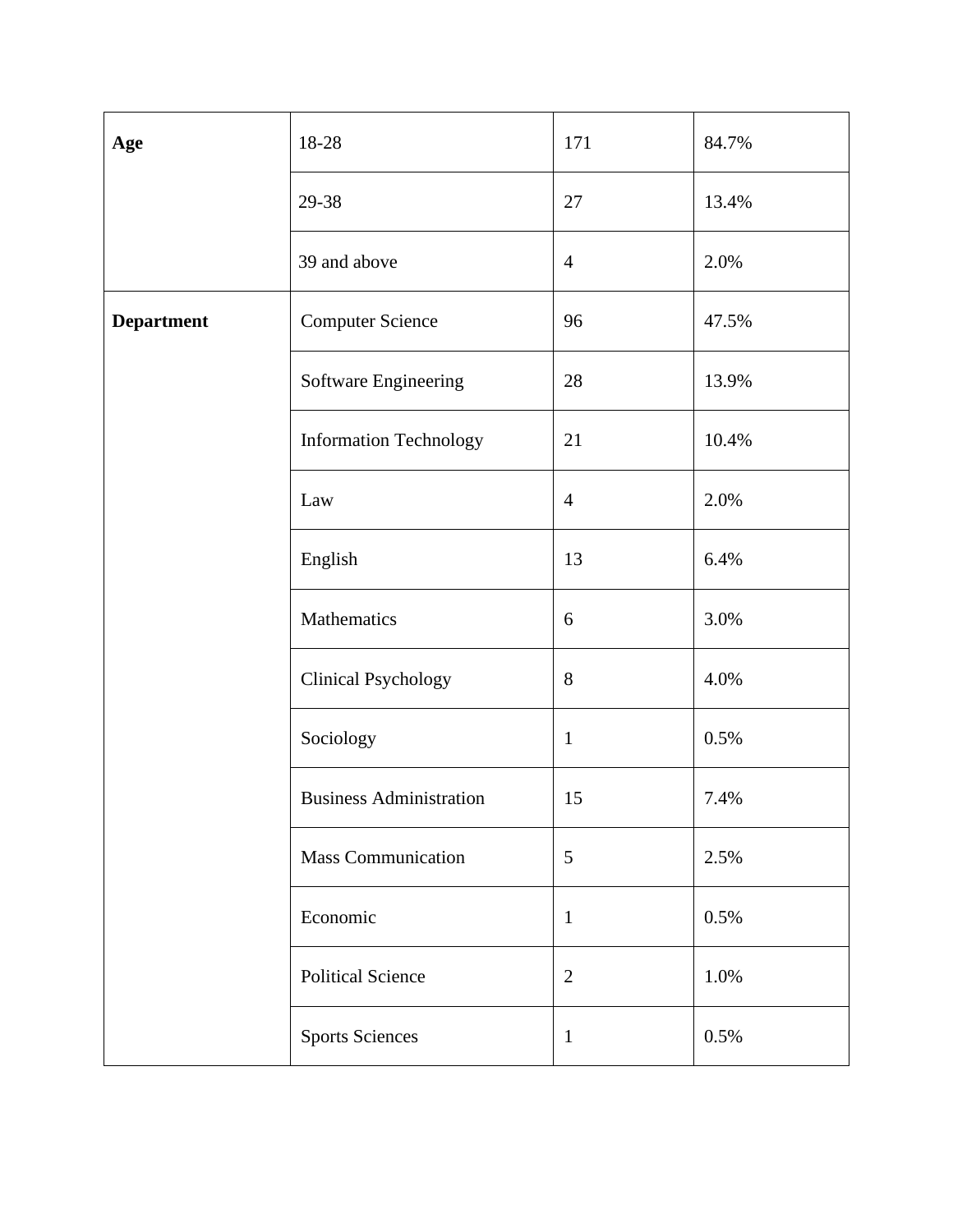| | | | |
|---|---|---|---|
| **Age** | 18-28 | 171 | 84.7% |
| | 29-38 | 27 | 13.4% |
| | 39 and above | 4 | 2.0% |
| **Department** | Computer Science | 96 | 47.5% |
| | Software Engineering | 28 | 13.9% |
| | Information Technology | 21 | 10.4% |
| | Law | 4 | 2.0% |
| | English | 13 | 6.4% |
| | Mathematics | 6 | 3.0% |
| | Clinical Psychology | 8 | 4.0% |
| | Sociology | 1 | 0.5% |
| | Business Administration | 15 | 7.4% |
| | Mass Communication | 5 | 2.5% |
| | Economic | 1 | 0.5% |
| | Political Science | 2 | 1.0% |
| | Sports Sciences | 1 | 0.5% |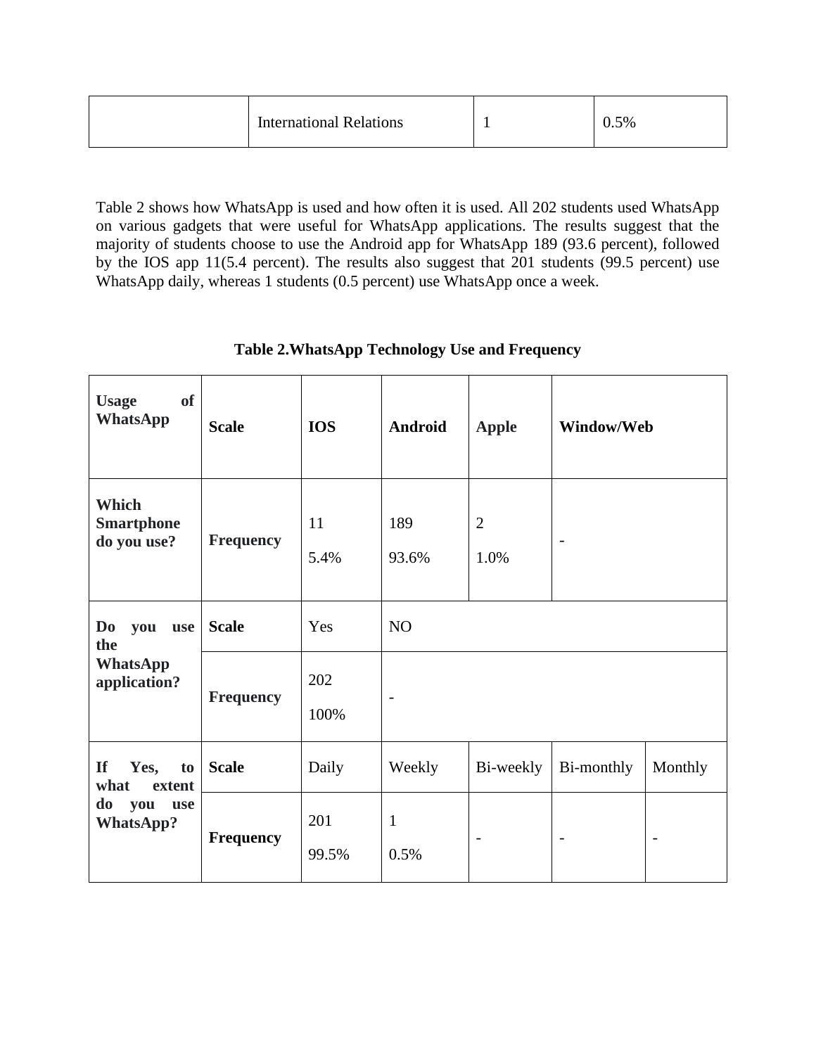| | International Relations | 1 | 0.5% |
|---|---|---|---|

Table 2 shows how WhatsApp is used and how often it is used. All 202 students used WhatsApp on various gadgets that were useful for WhatsApp applications. The results suggest that the majority of students choose to use the Android app for WhatsApp 189 (93.6 percent), followed by the IOS app 11(5.4 percent). The results also suggest that 201 students (99.5 percent) use WhatsApp daily, whereas 1 students (0.5 percent) use WhatsApp once a week.

**Table 2.WhatsApp Technology Use and Frequency**

| **Usage of WhatsApp** | **Scale** | **IOS** | **Android** | **Apple** | **Window/Web** | |
|---|---|---|---|---|---|---|
| **Which Smartphone do you use?** | **Frequency** | 11 5.4% | 189 93.6% | 2 1.0% | - | |
| **Do you use the WhatsApp application?** | **Scale** | Yes | NO | | | |
| | **Frequency** | 202 100% | - | | | |
| **If Yes, to what extent do you use WhatsApp?** | **Scale** | Daily | Weekly | Bi-weekly | Bi-monthly | Monthly |
| | **Frequency** | 201 99.5% | 1 0.5% | - | - | - |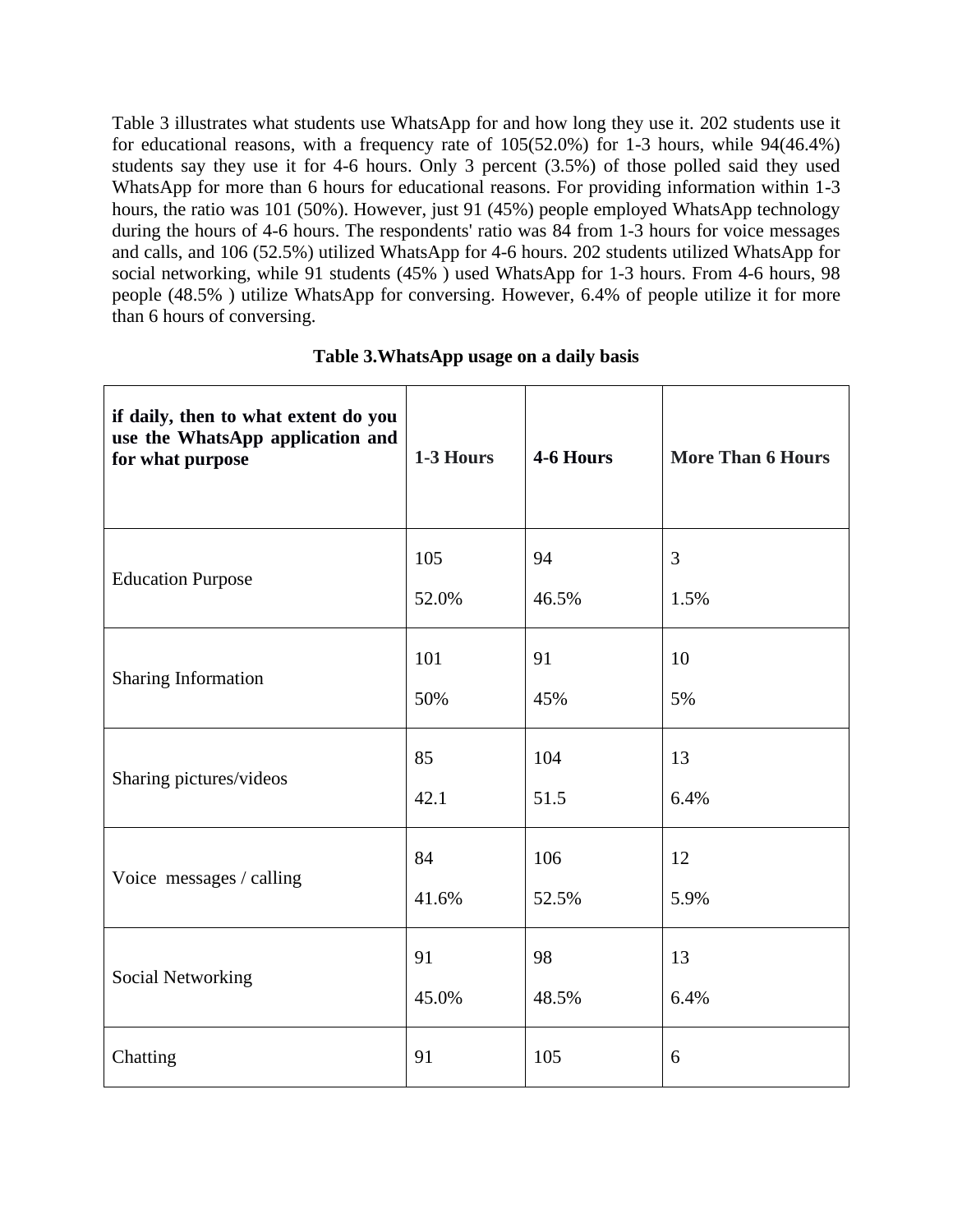Table 3 illustrates what students use WhatsApp for and how long they use it. 202 students use it for educational reasons, with a frequency rate of 105(52.0%) for 1-3 hours, while 94(46.4%) students say they use it for 4-6 hours. Only 3 percent (3.5%) of those polled said they used WhatsApp for more than 6 hours for educational reasons. For providing information within 1-3 hours, the ratio was 101 (50%). However, just 91 (45%) people employed WhatsApp technology during the hours of 4-6 hours. The respondents' ratio was 84 from 1-3 hours for voice messages and calls, and 106 (52.5%) utilized WhatsApp for 4-6 hours. 202 students utilized WhatsApp for social networking, while 91 students (45% ) used WhatsApp for 1-3 hours. From 4-6 hours, 98 people (48.5% ) utilize WhatsApp for conversing. However, 6.4% of people utilize it for more than 6 hours of conversing.

**Table 3.WhatsApp usage on a daily basis**

| **if daily, then to what extent do you use the WhatsApp application and for what purpose** | **1-3 Hours** | **4-6 Hours** | **More Than 6 Hours** |
|---|---|---|---|
| Education Purpose | 105<br>52.0% | 94<br>46.5% | 3<br>1.5% |
| Sharing Information | 101<br>50% | 91<br>45% | 10<br>5% |
| Sharing pictures/videos | 85<br>42.1 | 104<br>51.5 | 13<br>6.4% |
| Voice messages / calling | 84<br>41.6% | 106<br>52.5% | 12<br>5.9% |
| Social Networking | 91<br>45.0% | 98<br>48.5% | 13<br>6.4% |
| Chatting | 91 | 105 | 6 |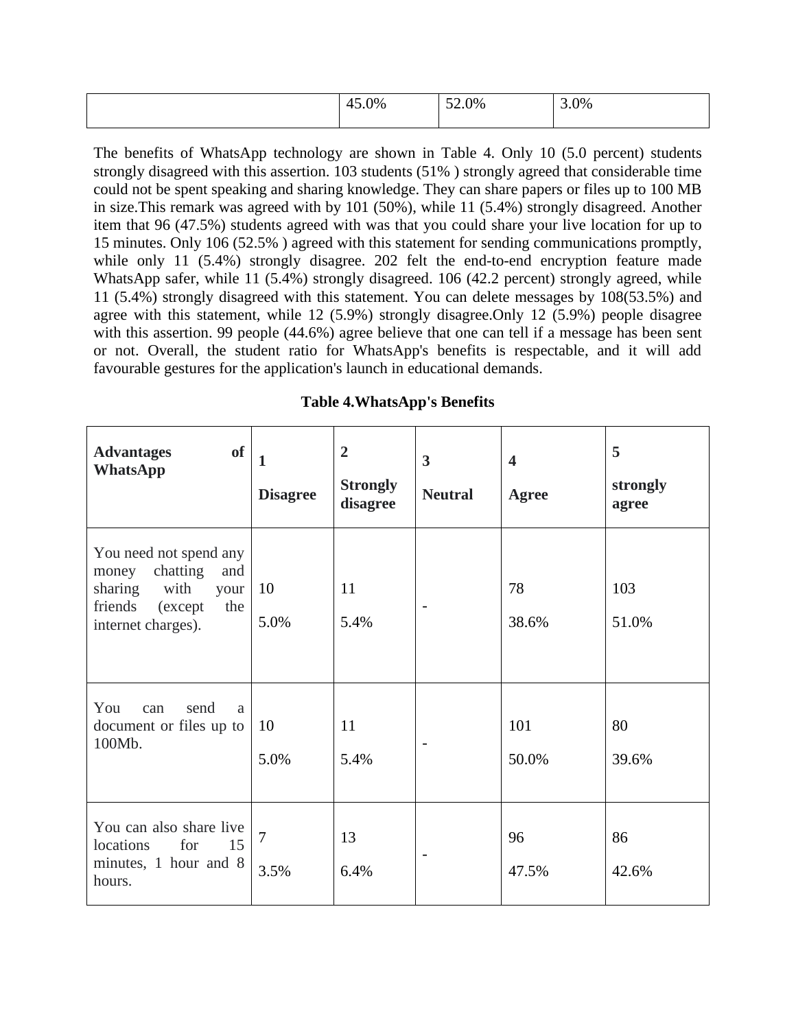| | 45.0% | 52.0% | 3.0% |
|---|---|---|---|

The benefits of WhatsApp technology are shown in Table 4. Only 10 (5.0 percent) students strongly disagreed with this assertion. 103 students (51% ) strongly agreed that considerable time could not be spent speaking and sharing knowledge. They can share papers or files up to 100 MB in size.This remark was agreed with by 101 (50%), while 11 (5.4%) strongly disagreed. Another item that 96 (47.5%) students agreed with was that you could share your live location for up to 15 minutes. Only 106 (52.5% ) agreed with this statement for sending communications promptly, while only 11 (5.4%) strongly disagree. 202 felt the end-to-end encryption feature made WhatsApp safer, while 11 (5.4%) strongly disagreed. 106 (42.2 percent) strongly agreed, while 11 (5.4%) strongly disagreed with this statement. You can delete messages by 108(53.5%) and agree with this statement, while 12 (5.9%) strongly disagree.Only 12 (5.9%) people disagree with this assertion. 99 people (44.6%) agree believe that one can tell if a message has been sent or not. Overall, the student ratio for WhatsApp's benefits is respectable, and it will add favourable gestures for the application's launch in educational demands.

**Table 4.WhatsApp's Benefits**

| **Advantages of WhatsApp** | **1 Disagree** | **2 Strongly disagree** | **3 Neutral** | **4 Agree** | **5 strongly agree** |
|---|---|---|---|---|---|
| You need not spend any money chatting and sharing with your friends (except the internet charges). | 10 5.0% | 11 5.4% | - | 78 38.6% | 103 51.0% |
| You can send a document or files up to 100Mb. | 10 5.0% | 11 5.4% | - | 101 50.0% | 80 39.6% |
| You can also share live locations for 15 minutes, 1 hour and 8 hours. | 7 3.5% | 13 6.4% | - | 96 47.5% | 86 42.6% |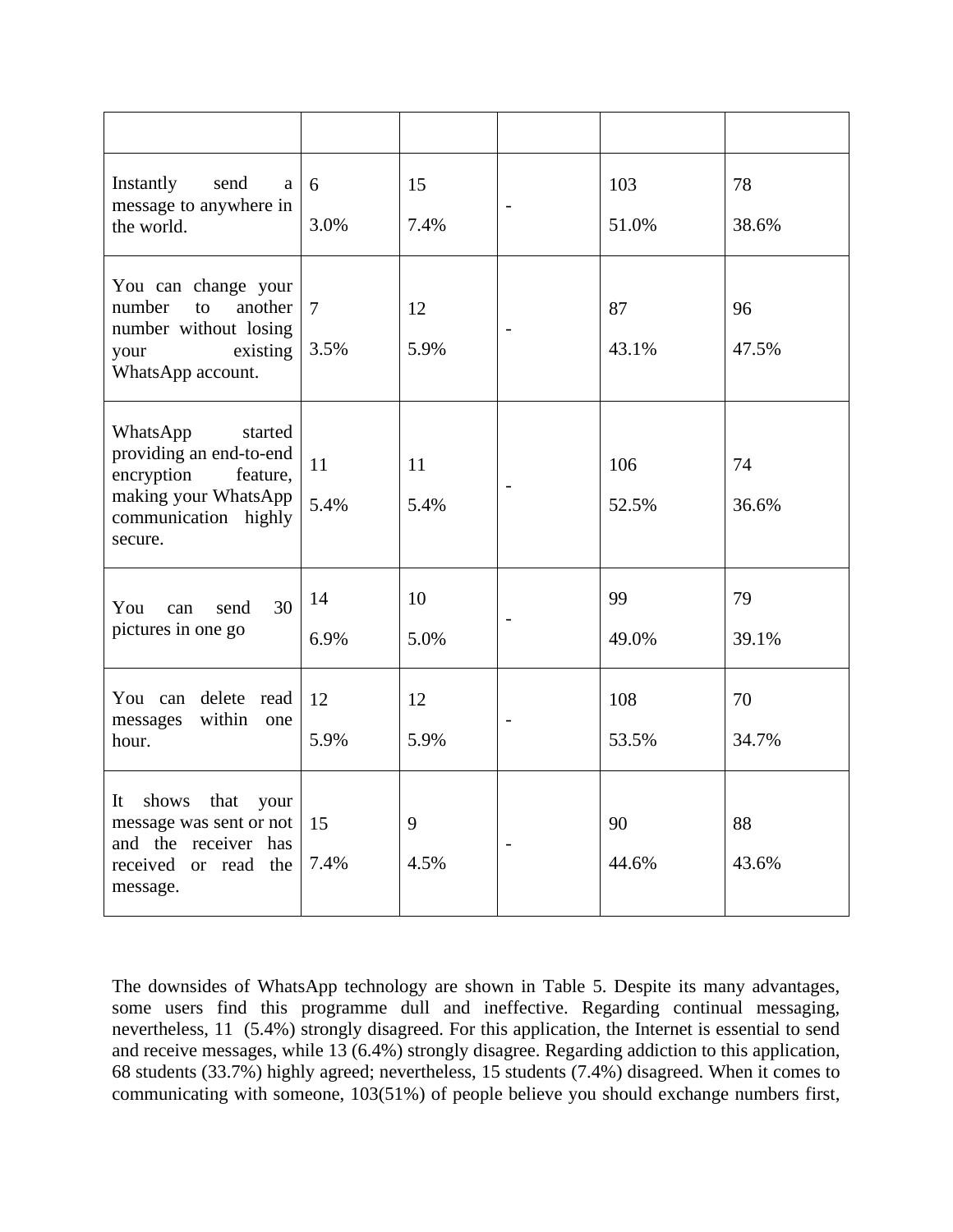| | | | | | |
|---|---|---|---|---|---|
| Instantly send a message to anywhere in the world. | 6<br>3.0% | 15<br>7.4% | - | 103<br>51.0% | 78<br>38.6% |
| You can change your number to another number without losing your existing WhatsApp account. | 7<br>3.5% | 12<br>5.9% | - | 87<br>43.1% | 96<br>47.5% |
| WhatsApp started providing an end-to-end encryption feature, making your WhatsApp communication highly secure. | 11<br>5.4% | 11<br>5.4% | - | 106<br>52.5% | 74<br>36.6% |
| You can send 30 pictures in one go | 14<br>6.9% | 10<br>5.0% | - | 99<br>49.0% | 79<br>39.1% |
| You can delete read messages within one hour. | 12<br>5.9% | 12<br>5.9% | - | 108<br>53.5% | 70<br>34.7% |
| It shows that your message was sent or not and the receiver has received or read the message. | 15<br>7.4% | 9<br>4.5% | - | 90<br>44.6% | 88<br>43.6% |

The downsides of WhatsApp technology are shown in Table 5. Despite its many advantages, some users find this programme dull and ineffective. Regarding continual messaging, nevertheless, 11 (5.4%) strongly disagreed. For this application, the Internet is essential to send and receive messages, while 13 (6.4%) strongly disagree. Regarding addiction to this application, 68 students (33.7%) highly agreed; nevertheless, 15 students (7.4%) disagreed. When it comes to communicating with someone, 103(51%) of people believe you should exchange numbers first,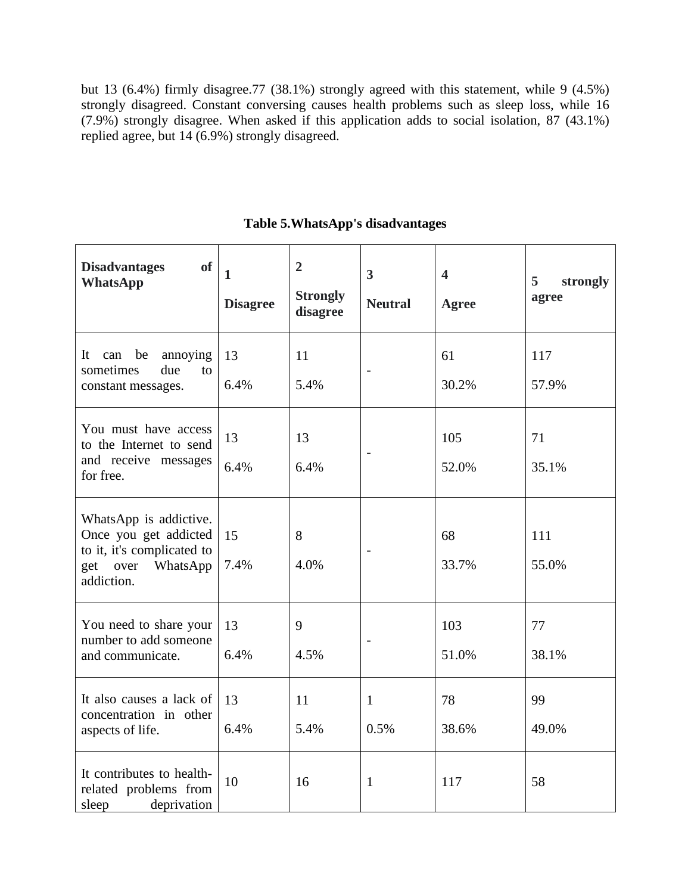but 13 (6.4%) firmly disagree.77 (38.1%) strongly agreed with this statement, while 9 (4.5%) strongly disagreed. Constant conversing causes health problems such as sleep loss, while 16 (7.9%) strongly disagree. When asked if this application adds to social isolation, 87 (43.1%) replied agree, but 14 (6.9%) strongly disagreed.

**Table 5.WhatsApp's disadvantages**

| **Disadvantages of WhatsApp** | **1 Disagree** | **2 Strongly disagree** | **3 Neutral** | **4 Agree** | **5 strongly agree** |
|---|---|---|---|---|---|
| It can be annoying sometimes due to constant messages. | 13 6.4% | 11 5.4% | - | 61 30.2% | 117 57.9% |
| You must have access to the Internet to send and receive messages for free. | 13 6.4% | 13 6.4% | - | 105 52.0% | 71 35.1% |
| WhatsApp is addictive. Once you get addicted to it, it's complicated to get over WhatsApp addiction. | 15 7.4% | 8 4.0% | - | 68 33.7% | 111 55.0% |
| You need to share your number to add someone and communicate. | 13 6.4% | 9 4.5% | - | 103 51.0% | 77 38.1% |
| It also causes a lack of concentration in other aspects of life. | 13 6.4% | 11 5.4% | 1 0.5% | 78 38.6% | 99 49.0% |
| It contributes to health-related problems from sleep deprivation | 10 | 16 | 1 | 117 | 58 |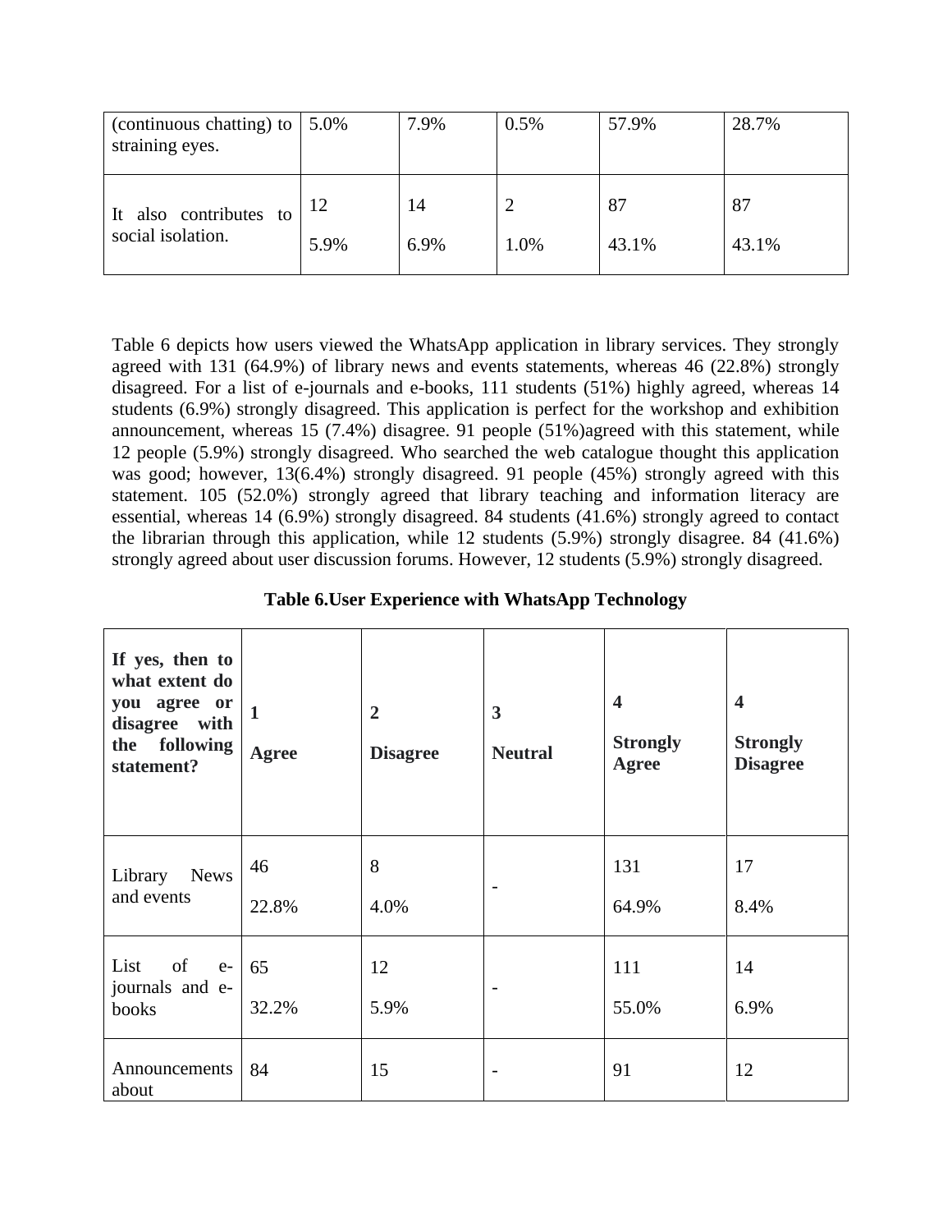| (continuous chatting) to straining eyes. | 5.0% | 7.9% | 0.5% | 57.9% | 28.7% |
|---|---|---|---|---|---|
| It also contributes to social isolation. | 12<br>5.9% | 14<br>6.9% | 2<br>1.0% | 87<br>43.1% | 87<br>43.1% |

Table 6 depicts how users viewed the WhatsApp application in library services. They strongly agreed with 131 (64.9%) of library news and events statements, whereas 46 (22.8%) strongly disagreed. For a list of e-journals and e-books, 111 students (51%) highly agreed, whereas 14 students (6.9%) strongly disagreed. This application is perfect for the workshop and exhibition announcement, whereas 15 (7.4%) disagree. 91 people (51%)agreed with this statement, while 12 people (5.9%) strongly disagreed. Who searched the web catalogue thought this application was good; however, 13(6.4%) strongly disagreed. 91 people (45%) strongly agreed with this statement. 105 (52.0%) strongly agreed that library teaching and information literacy are essential, whereas 14 (6.9%) strongly disagreed. 84 students (41.6%) strongly agreed to contact the librarian through this application, while 12 students (5.9%) strongly disagree. 84 (41.6%) strongly agreed about user discussion forums. However, 12 students (5.9%) strongly disagreed.

**Table 6.User Experience with WhatsApp Technology**

| **If yes, then to what extent do you agree or disagree with the following statement?** | **1**<br>**Agree** | **2**<br>**Disagree** | **3**<br>**Neutral** | **4**<br>**Strongly Agree** | **4**<br>**Strongly Disagree** |
|---|---|---|---|---|---|
| Library News and events | 46<br>22.8% | 8<br>4.0% | - | 131<br>64.9% | 17<br>8.4% |
| List of e-journals and e-books | 65<br>32.2% | 12<br>5.9% | - | 111<br>55.0% | 14<br>6.9% |
| Announcements about | 84 | 15 | - | 91 | 12 |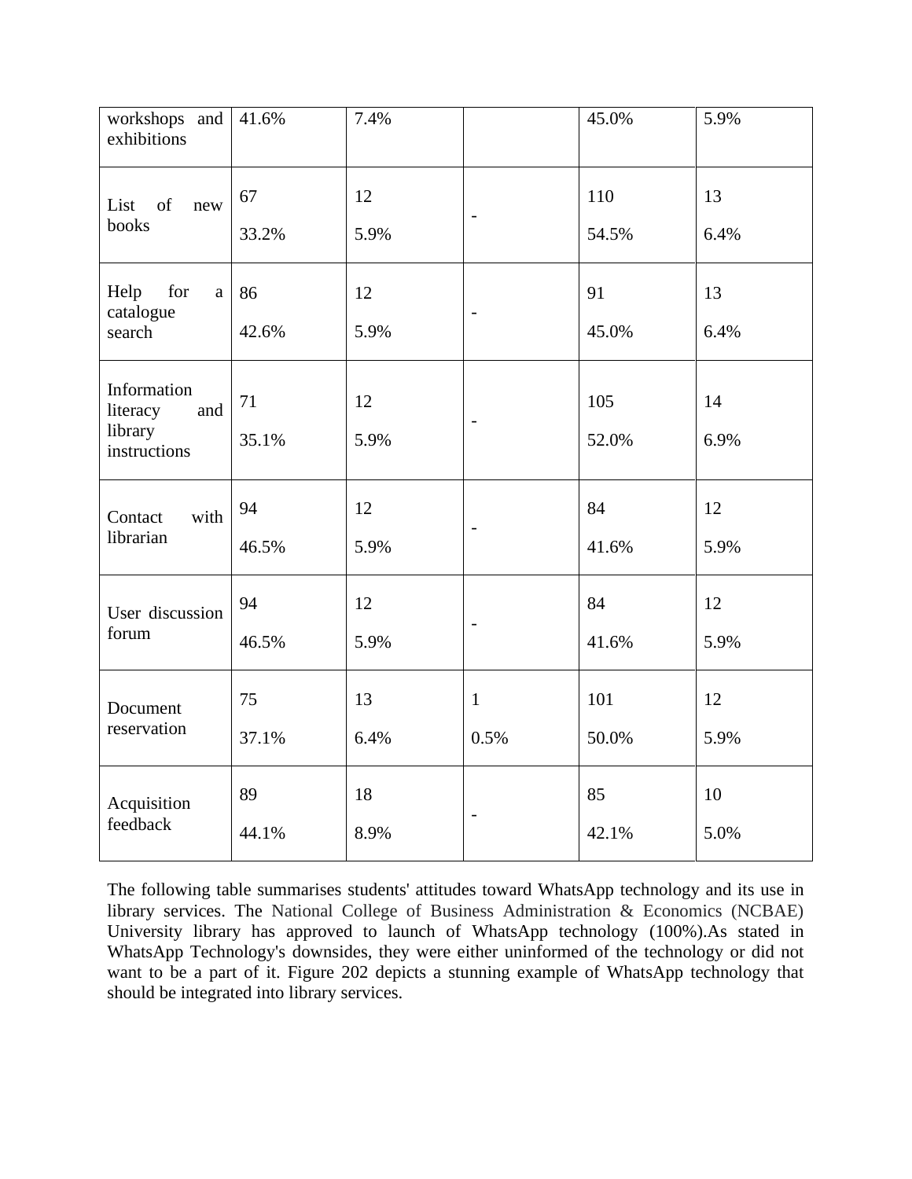| workshops and exhibitions | 41.6% | 7.4% | | 45.0% | 5.9% |
|---|---|---|---|---|---|
| List of new books | 67<br>33.2% | 12<br>5.9% | - | 110<br>54.5% | 13<br>6.4% |
| Help for a catalogue search | 86<br>42.6% | 12<br>5.9% | - | 91<br>45.0% | 13<br>6.4% |
| Information literacy and library instructions | 71<br>35.1% | 12<br>5.9% | - | 105<br>52.0% | 14<br>6.9% |
| Contact with librarian | 94<br>46.5% | 12<br>5.9% | - | 84<br>41.6% | 12<br>5.9% |
| User discussion forum | 94<br>46.5% | 12<br>5.9% | - | 84<br>41.6% | 12<br>5.9% |
| Document reservation | 75<br>37.1% | 13<br>6.4% | 1<br>0.5% | 101<br>50.0% | 12<br>5.9% |
| Acquisition feedback | 89<br>44.1% | 18<br>8.9% | - | 85<br>42.1% | 10<br>5.0% |

The following table summarises students' attitudes toward WhatsApp technology and its use in library services. The National College of Business Administration & Economics (NCBAE) University library has approved to launch of WhatsApp technology (100%).As stated in WhatsApp Technology's downsides, they were either uninformed of the technology or did not want to be a part of it. Figure 202 depicts a stunning example of WhatsApp technology that should be integrated into library services.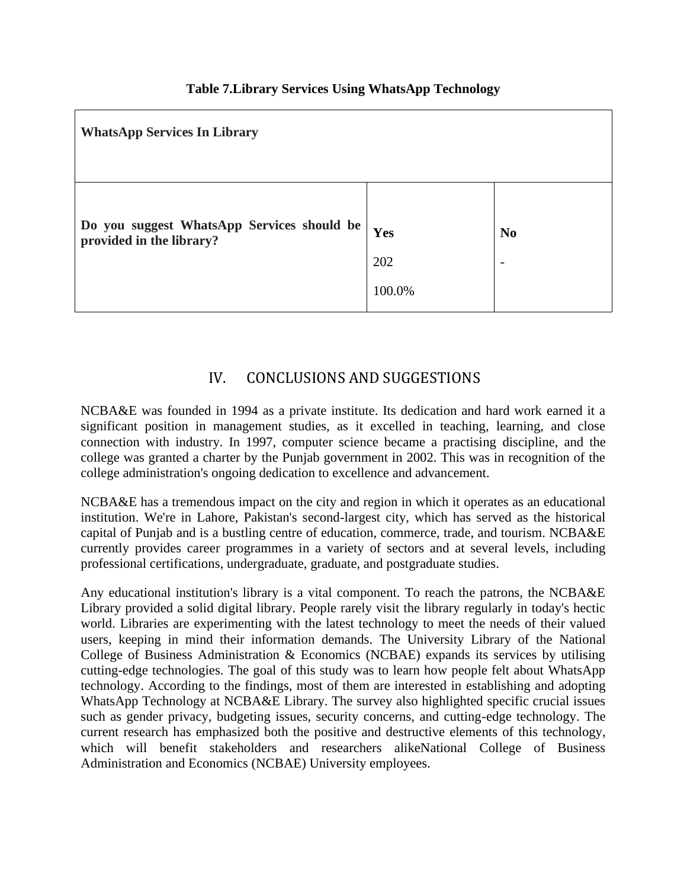**Table 7.Library Services Using WhatsApp Technology**

| **WhatsApp Services In Library** | | |
|---|---|---|
| **Do you suggest WhatsApp Services should be provided in the library?** | **Yes**<br>202<br>100.0% | **No**<br>- |

## IV. CONCLUSIONS AND SUGGESTIONS

NCBA&E was founded in 1994 as a private institute. Its dedication and hard work earned it a significant position in management studies, as it excelled in teaching, learning, and close connection with industry. In 1997, computer science became a practising discipline, and the college was granted a charter by the Punjab government in 2002. This was in recognition of the college administration's ongoing dedication to excellence and advancement.

NCBA&E has a tremendous impact on the city and region in which it operates as an educational institution. We're in Lahore, Pakistan's second-largest city, which has served as the historical capital of Punjab and is a bustling centre of education, commerce, trade, and tourism. NCBA&E currently provides career programmes in a variety of sectors and at several levels, including professional certifications, undergraduate, graduate, and postgraduate studies.

Any educational institution's library is a vital component. To reach the patrons, the NCBA&E Library provided a solid digital library. People rarely visit the library regularly in today's hectic world. Libraries are experimenting with the latest technology to meet the needs of their valued users, keeping in mind their information demands. The University Library of the National College of Business Administration & Economics (NCBAE) expands its services by utilising cutting-edge technologies. The goal of this study was to learn how people felt about WhatsApp technology. According to the findings, most of them are interested in establishing and adopting WhatsApp Technology at NCBA&E Library. The survey also highlighted specific crucial issues such as gender privacy, budgeting issues, security concerns, and cutting-edge technology. The current research has emphasized both the positive and destructive elements of this technology, which will benefit stakeholders and researchers alikeNational College of Business Administration and Economics (NCBAE) University employees.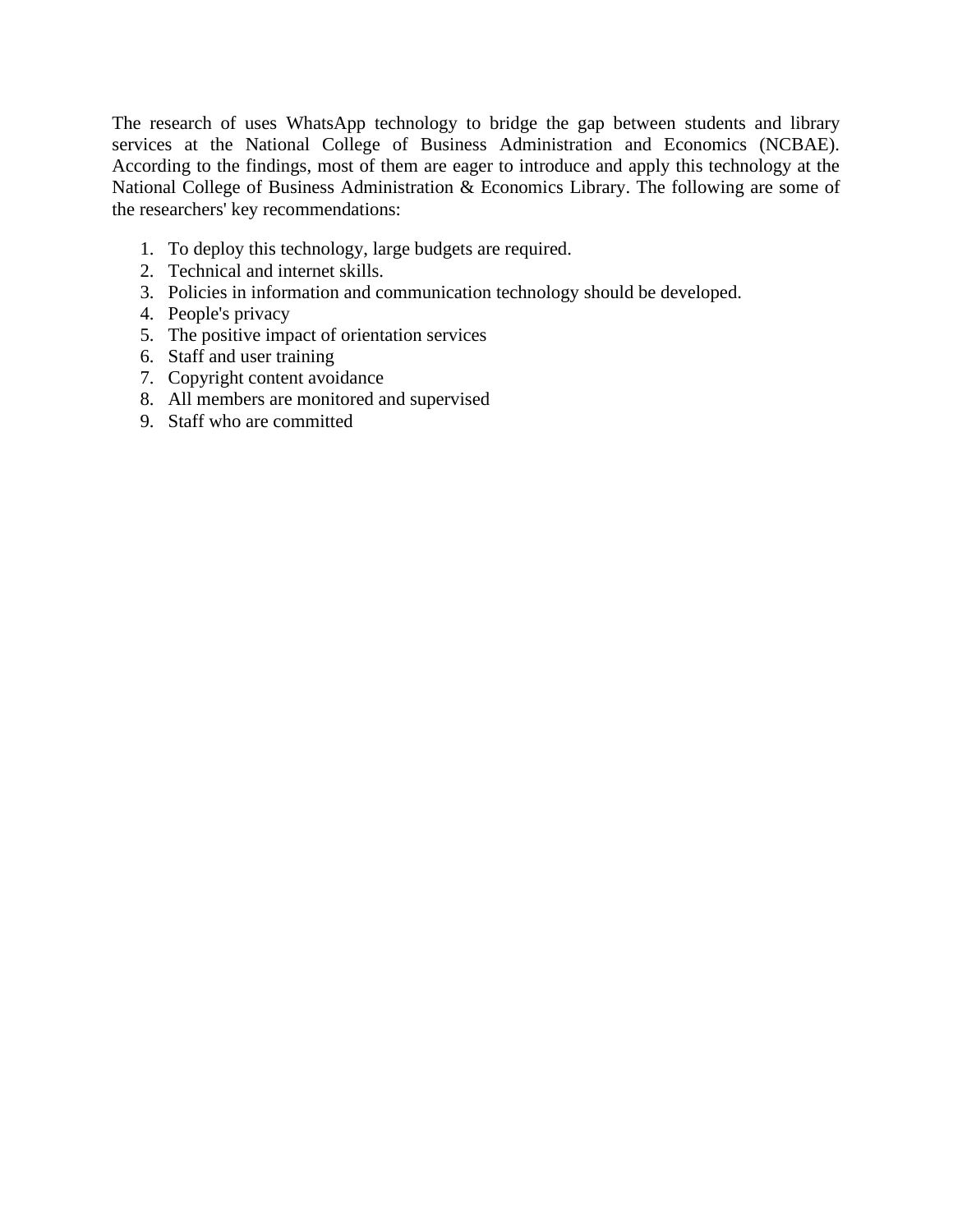The research of uses WhatsApp technology to bridge the gap between students and library services at the National College of Business Administration and Economics (NCBAE). According to the findings, most of them are eager to introduce and apply this technology at the National College of Business Administration & Economics Library. The following are some of the researchers' key recommendations:

1. To deploy this technology, large budgets are required.
2. Technical and internet skills.
3. Policies in information and communication technology should be developed.
4. People's privacy
5. The positive impact of orientation services
6. Staff and user training
7. Copyright content avoidance
8. All members are monitored and supervised
9. Staff who are committed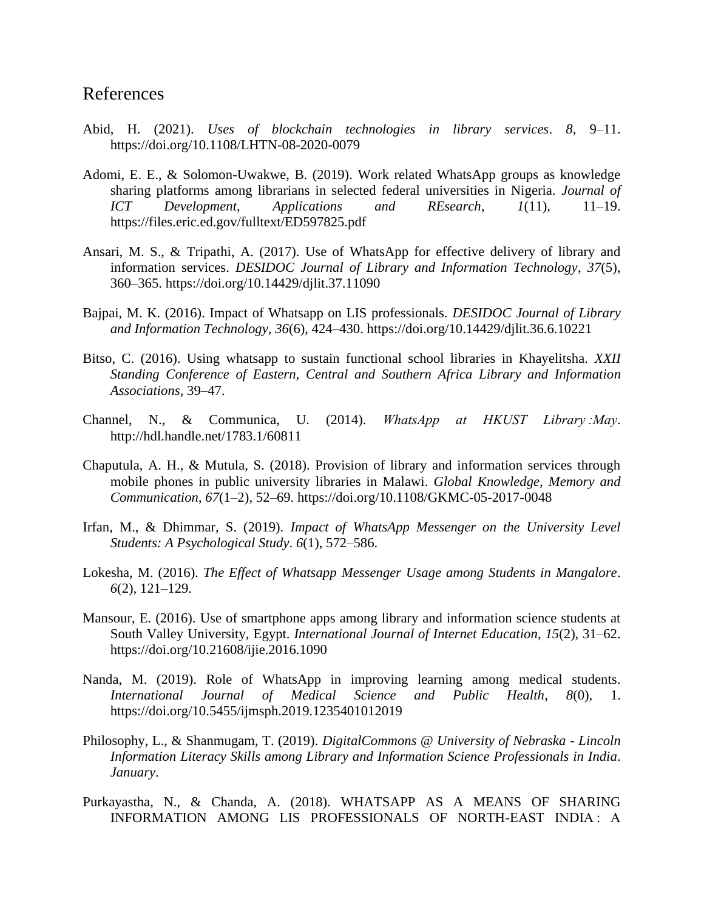# References

Abid, H. (2021). *Uses of blockchain technologies in library services*. *8*, 9–11. https://doi.org/10.1108/LHTN-08-2020-0079

Adomi, E. E., & Solomon-Uwakwe, B. (2019). Work related WhatsApp groups as knowledge sharing platforms among librarians in selected federal universities in Nigeria. *Journal of ICT Development, Applications and REsearch*, *1*(11), 11–19. https://files.eric.ed.gov/fulltext/ED597825.pdf

Ansari, M. S., & Tripathi, A. (2017). Use of WhatsApp for effective delivery of library and information services. *DESIDOC Journal of Library and Information Technology*, *37*(5), 360–365. https://doi.org/10.14429/djlit.37.11090

Bajpai, M. K. (2016). Impact of Whatsapp on LIS professionals. *DESIDOC Journal of Library and Information Technology*, *36*(6), 424–430. https://doi.org/10.14429/djlit.36.6.10221

Bitso, C. (2016). Using whatsapp to sustain functional school libraries in Khayelitsha. *XXII Standing Conference of Eastern, Central and Southern Africa Library and Information Associations*, 39–47.

Channel, N., & Communica, U. (2014). *WhatsApp at HKUST Library : May*. http://hdl.handle.net/1783.1/60811

Chaputula, A. H., & Mutula, S. (2018). Provision of library and information services through mobile phones in public university libraries in Malawi. *Global Knowledge, Memory and Communication*, *67*(1–2), 52–69. https://doi.org/10.1108/GKMC-05-2017-0048

Irfan, M., & Dhimmar, S. (2019). *Impact of WhatsApp Messenger on the University Level Students: A Psychological Study*. *6*(1), 572–586.

Lokesha, M. (2016). *The Effect of Whatsapp Messenger Usage among Students in Mangalore*. *6*(2), 121–129.

Mansour, E. (2016). Use of smartphone apps among library and information science students at South Valley University, Egypt. *International Journal of Internet Education*, *15*(2), 31–62. https://doi.org/10.21608/ijie.2016.1090

Nanda, M. (2019). Role of WhatsApp in improving learning among medical students. *International Journal of Medical Science and Public Health*, *8*(0), 1. https://doi.org/10.5455/ijmsph.2019.1235401012019

Philosophy, L., & Shanmugam, T. (2019). *DigitalCommons @ University of Nebraska - Lincoln Information Literacy Skills among Library and Information Science Professionals in India*. *January*.

Purkayastha, N., & Chanda, A. (2018). WHATSAPP AS A MEANS OF SHARING INFORMATION AMONG LIS PROFESSIONALS OF NORTH-EAST INDIA : A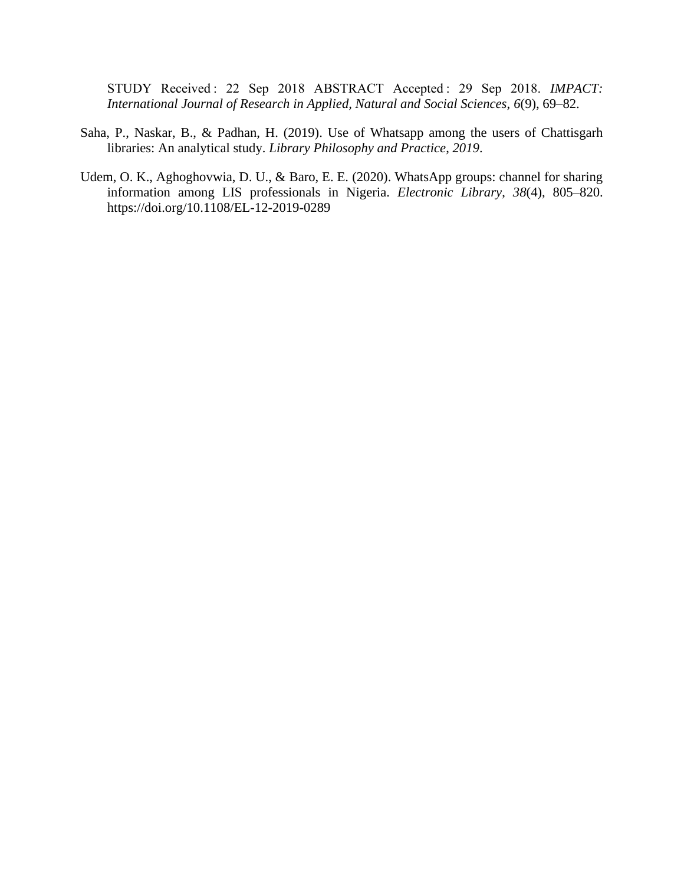STUDY Received : 22 Sep 2018 ABSTRACT Accepted : 29 Sep 2018. *IMPACT: International Journal of Research in Applied, Natural and Social Sciences*, *6*(9), 69–82.

Saha, P., Naskar, B., & Padhan, H. (2019). Use of Whatsapp among the users of Chattisgarh libraries: An analytical study. *Library Philosophy and Practice*, *2019*.

Udem, O. K., Aghoghovwia, D. U., & Baro, E. E. (2020). WhatsApp groups: channel for sharing information among LIS professionals in Nigeria. *Electronic Library*, *38*(4), 805–820. https://doi.org/10.1108/EL-12-2019-0289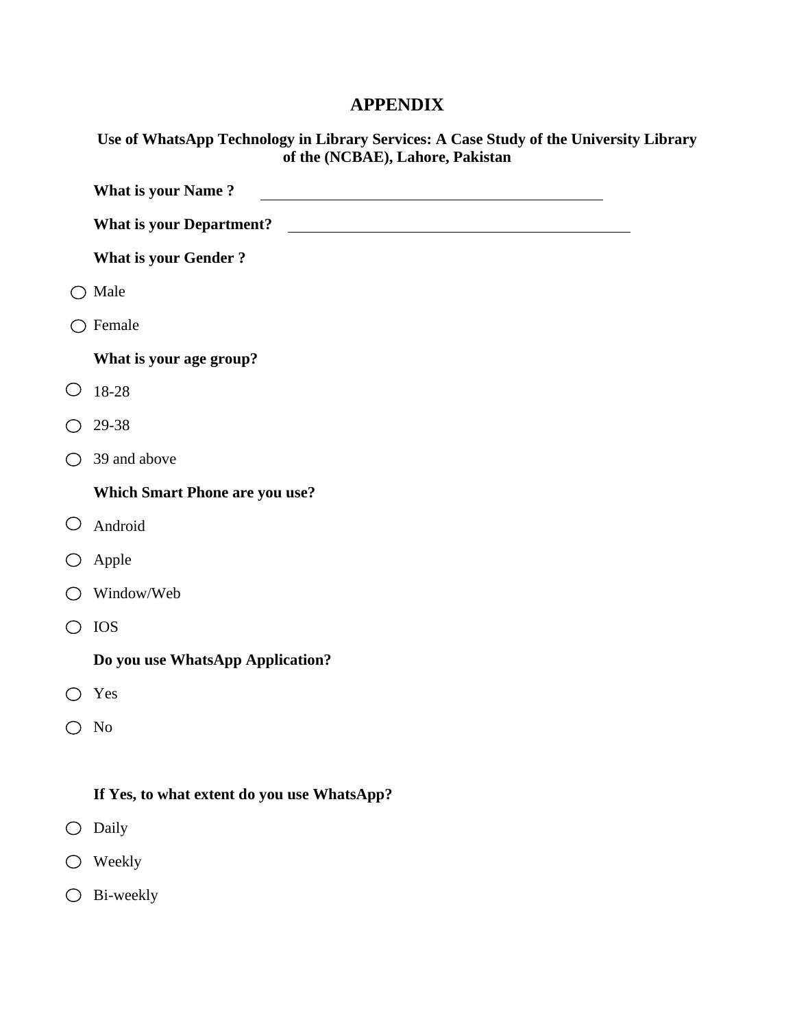# APPENDIX

**Use of WhatsApp Technology in Library Services: A Case Study of the University Library of the (NCBAE), Lahore, Pakistan**

**What is your Name ?** ____________________

**What is your Department?** ____________________

**What is your Gender ?**

- ○ Male
- ○ Female

**What is your age group?**

- ○ 18-28
- ○ 29-38
- ○ 39 and above

**Which Smart Phone are you use?**

- ○ Android
- ○ Apple
- ○ Window/Web
- ○ IOS

**Do you use WhatsApp Application?**

- ○ Yes
- ○ No

**If Yes, to what extent do you use WhatsApp?**

- ○ Daily
- ○ Weekly
- ○ Bi-weekly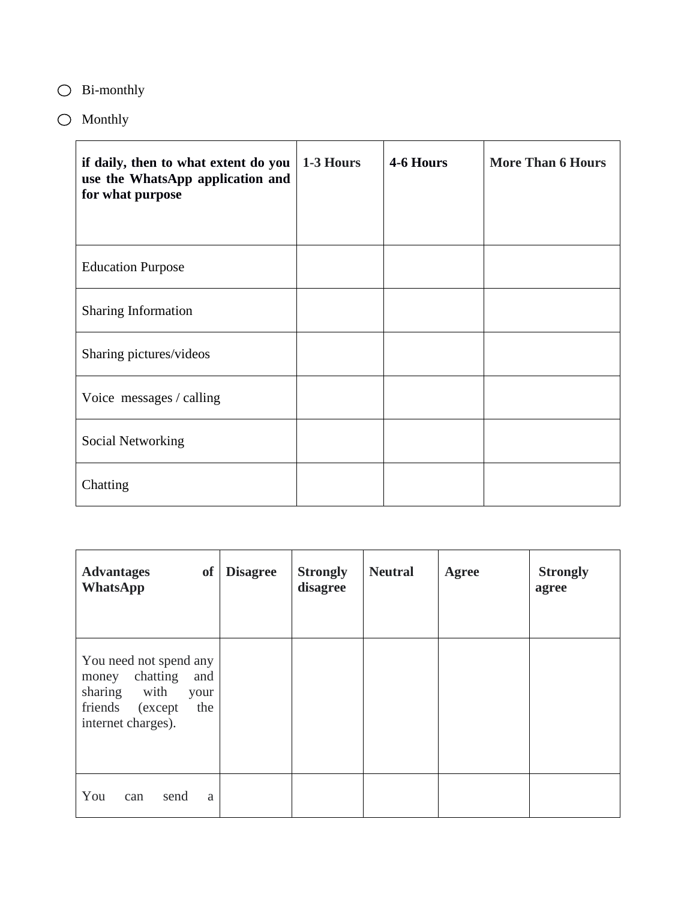- ◯ Bi-monthly
- ◯ Monthly

| **if daily, then to what extent do you use the WhatsApp application and for what purpose** | **1-3 Hours** | **4-6 Hours** | **More Than 6 Hours** |
|---|---|---|---|
| Education Purpose | | | |
| Sharing Information | | | |
| Sharing pictures/videos | | | |
| Voice messages / calling | | | |
| Social Networking | | | |
| Chatting | | | |

| **Advantages of WhatsApp** | **Disagree** | **Strongly disagree** | **Neutral** | **Agree** | **Strongly agree** |
|---|---|---|---|---|---|
| You need not spend any money chatting and sharing with your friends (except the internet charges). | | | | | |
| You can send a | | | | | |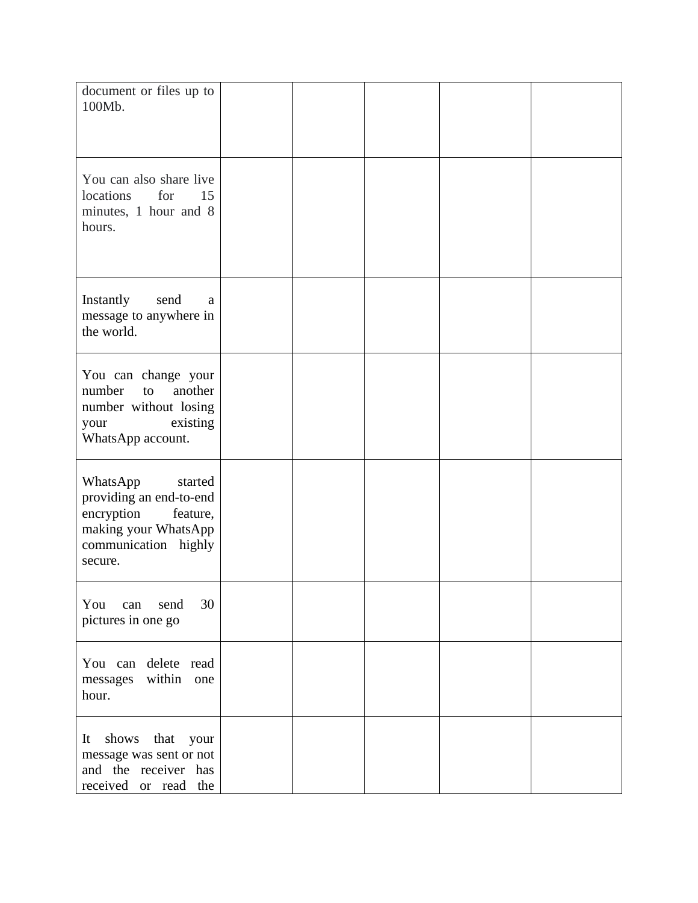| | | | | | |
|---|---|---|---|---|---|
| document or files up to 100Mb. | | | | | |
| You can also share live locations for 15 minutes, 1 hour and 8 hours. | | | | | |
| Instantly send a message to anywhere in the world. | | | | | |
| You can change your number to another number without losing your existing WhatsApp account. | | | | | |
| WhatsApp started providing an end-to-end encryption feature, making your WhatsApp communication highly secure. | | | | | |
| You can send 30 pictures in one go | | | | | |
| You can delete read messages within one hour. | | | | | |
| It shows that your message was sent or not and the receiver has received or read the | | | | | |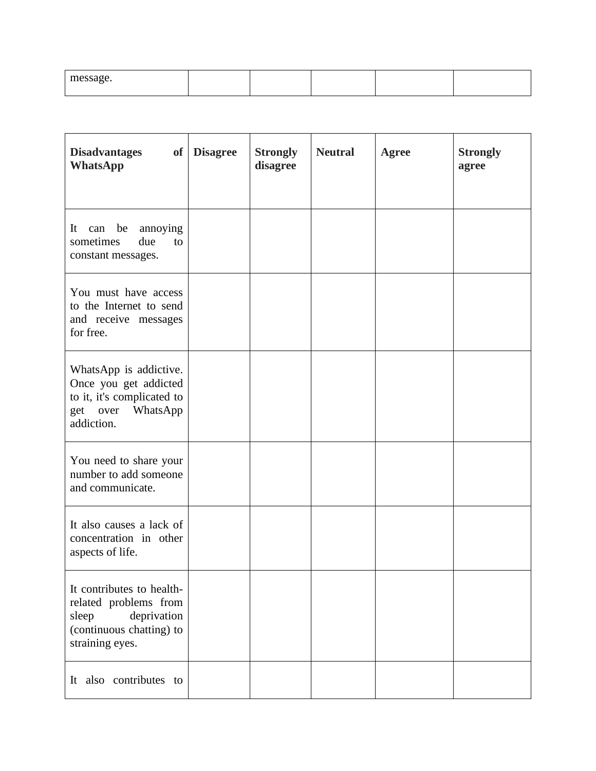| message. | | | | | |
|---|---|---|---|---|---|

| **Disadvantages of WhatsApp** | **Disagree** | **Strongly disagree** | **Neutral** | **Agree** | **Strongly agree** |
|---|---|---|---|---|---|
| It can be annoying sometimes due to constant messages. | | | | | |
| You must have access to the Internet to send and receive messages for free. | | | | | |
| WhatsApp is addictive. Once you get addicted to it, it's complicated to get over WhatsApp addiction. | | | | | |
| You need to share your number to add someone and communicate. | | | | | |
| It also causes a lack of concentration in other aspects of life. | | | | | |
| It contributes to health-related problems from sleep deprivation (continuous chatting) to straining eyes. | | | | | |
| It also contributes to | | | | | |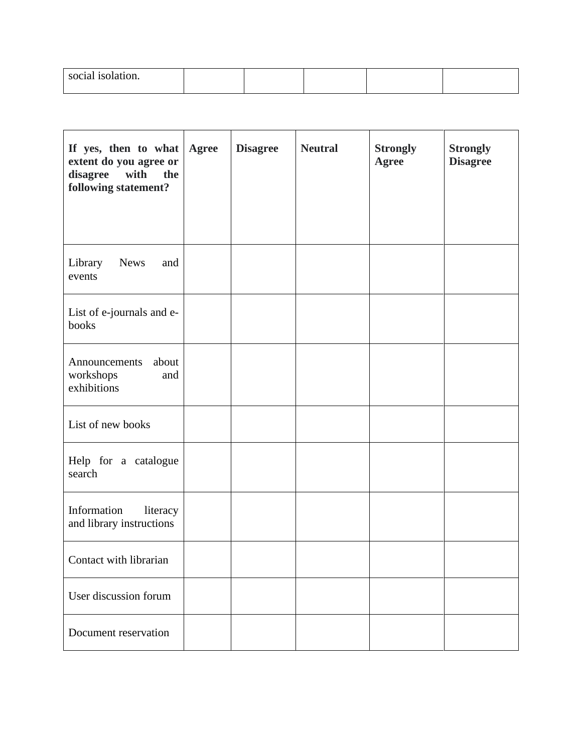| social isolation. | | | | | |
|---|---|---|---|---|---|

| **If yes, then to what extent do you agree or disagree with the following statement?** | **Agree** | **Disagree** | **Neutral** | **Strongly Agree** | **Strongly Disagree** |
|---|---|---|---|---|---|
| Library News and events | | | | | |
| List of e-journals and e-books | | | | | |
| Announcements about workshops and exhibitions | | | | | |
| List of new books | | | | | |
| Help for a catalogue search | | | | | |
| Information literacy and library instructions | | | | | |
| Contact with librarian | | | | | |
| User discussion forum | | | | | |
| Document reservation | | | | | |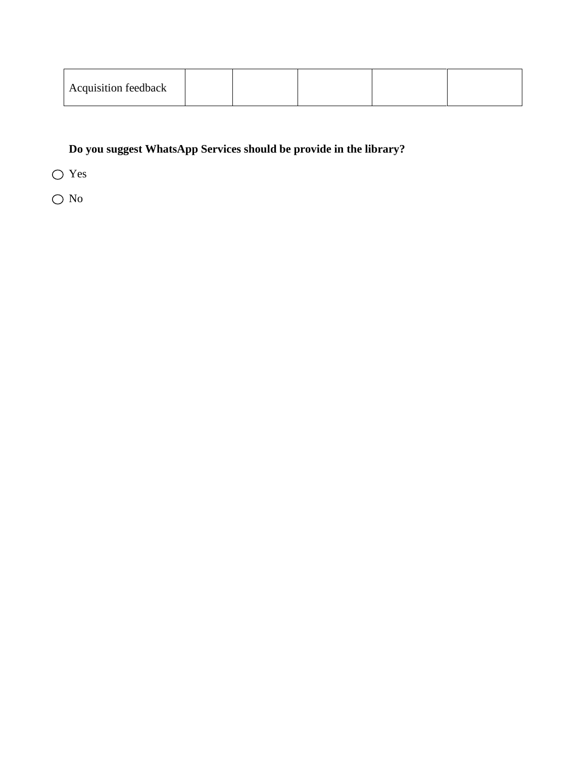| | | | | | |
|---|---|---|---|---|---|
| Acquisition feedback | | | | | |

**Do you suggest WhatsApp Services should be provide in the library?**

◯ Yes

◯ No